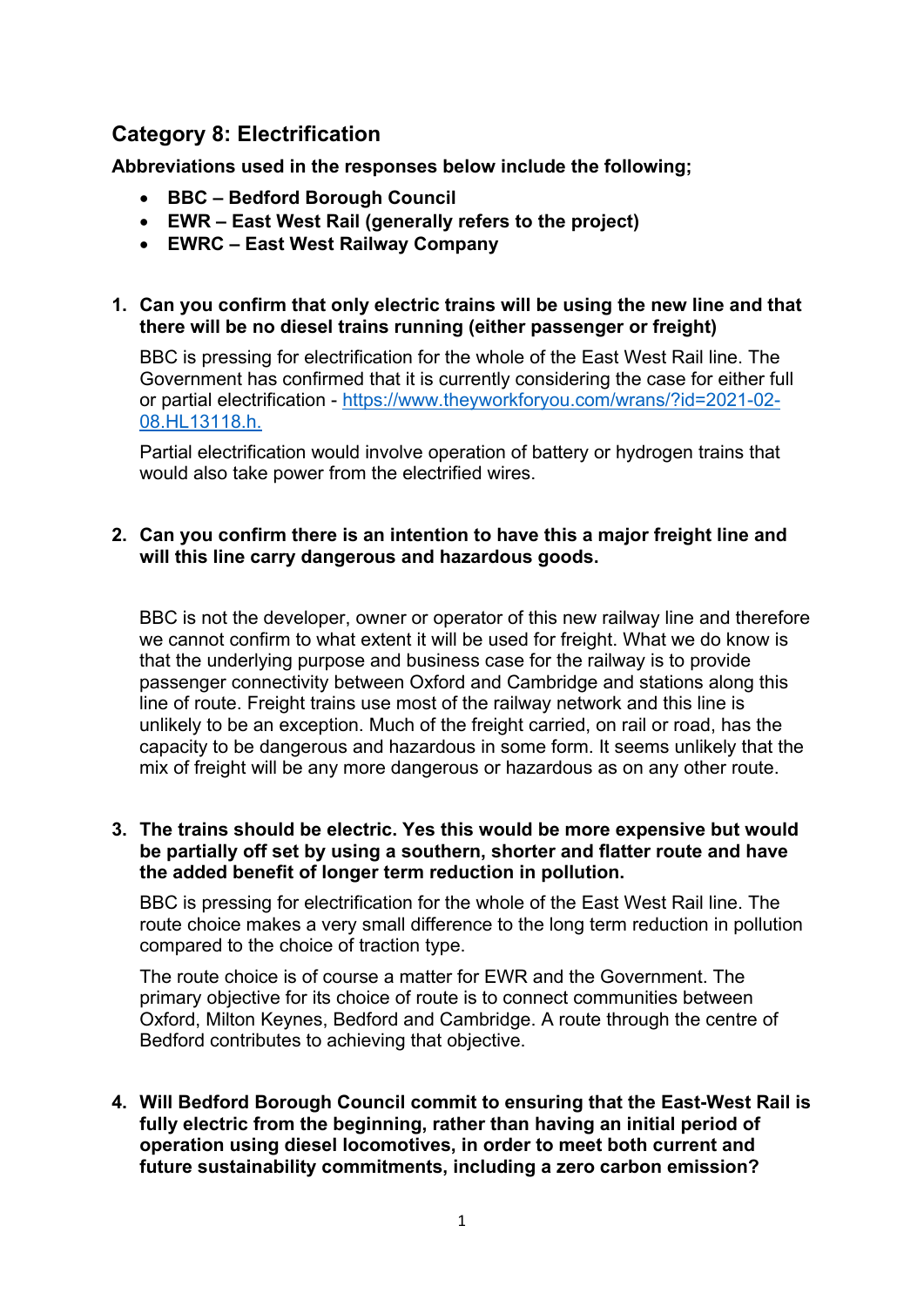## Category 8: Electrification

**Abbreviations used in the responses below include the following;**

- **BBC – Bedford Borough Council**
- **EWR – East West Rail (generally refers to the project)**
- **EWRC – East West Railway Company**

1. **Can you confirm that only electric trains will be using the new line and that there will be no diesel trains running (either passenger or freight)**

   BBC is pressing for electrification for the whole of the East West Rail line. The Government has confirmed that it is currently considering the case for either full or partial electrification - [https://www.theyworkforyou.com/wrans/?id=2021-02-08.HL13118.h.](https://www.theyworkforyou.com/wrans/?id=2021-02-08.HL13118.h)

   Partial electrification would involve operation of battery or hydrogen trains that would also take power from the electrified wires.

2. **Can you confirm there is an intention to have this a major freight line and will this line carry dangerous and hazardous goods.**

   BBC is not the developer, owner or operator of this new railway line and therefore we cannot confirm to what extent it will be used for freight. What we do know is that the underlying purpose and business case for the railway is to provide passenger connectivity between Oxford and Cambridge and stations along this line of route. Freight trains use most of the railway network and this line is unlikely to be an exception. Much of the freight carried, on rail or road, has the capacity to be dangerous and hazardous in some form. It seems unlikely that the mix of freight will be any more dangerous or hazardous as on any other route.

3. **The trains should be electric. Yes this would be more expensive but would be partially off set by using a southern, shorter and flatter route and have the added benefit of longer term reduction in pollution.**

   BBC is pressing for electrification for the whole of the East West Rail line. The route choice makes a very small difference to the long term reduction in pollution compared to the choice of traction type.

   The route choice is of course a matter for EWR and the Government. The primary objective for its choice of route is to connect communities between Oxford, Milton Keynes, Bedford and Cambridge. A route through the centre of Bedford contributes to achieving that objective.

4. **Will Bedford Borough Council commit to ensuring that the East-West Rail is fully electric from the beginning, rather than having an initial period of operation using diesel locomotives, in order to meet both current and future sustainability commitments, including a zero carbon emission?**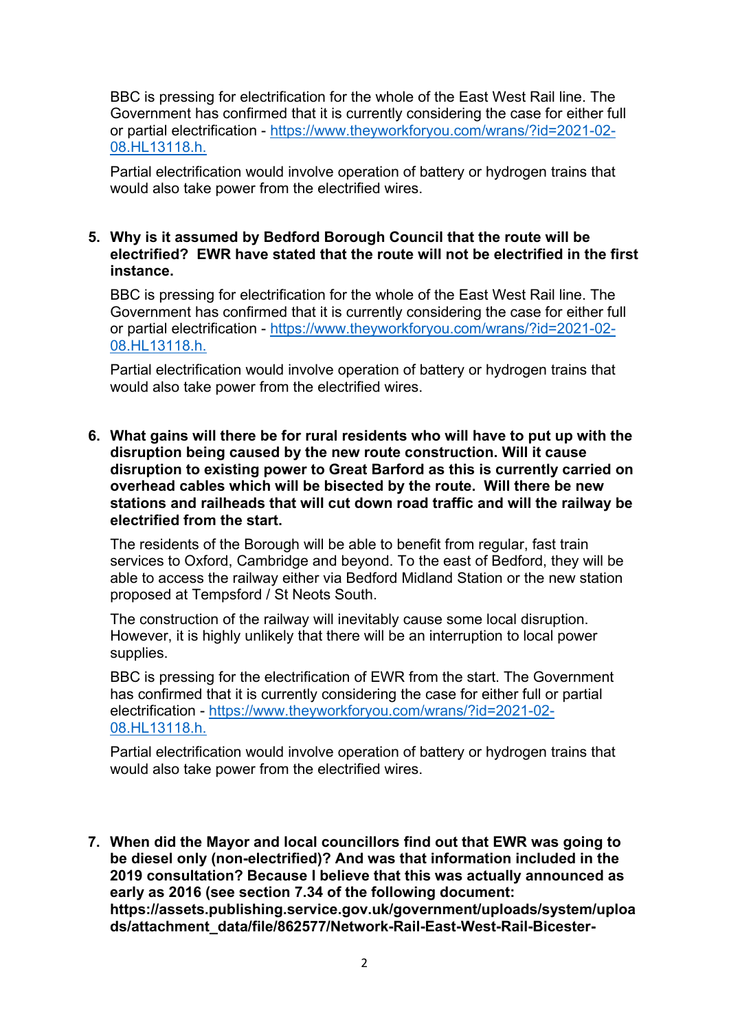BBC is pressing for electrification for the whole of the East West Rail line. The Government has confirmed that it is currently considering the case for either full or partial electrification - [https://www.theyworkforyou.com/wrans/?id=2021-02-08.HL13118.h.](https://www.theyworkforyou.com/wrans/?id=2021-02-08.HL13118.h.)

Partial electrification would involve operation of battery or hydrogen trains that would also take power from the electrified wires.

5. **Why is it assumed by Bedford Borough Council that the route will be electrified? EWR have stated that the route will not be electrified in the first instance.**

   BBC is pressing for electrification for the whole of the East West Rail line. The Government has confirmed that it is currently considering the case for either full or partial electrification - [https://www.theyworkforyou.com/wrans/?id=2021-02-08.HL13118.h.](https://www.theyworkforyou.com/wrans/?id=2021-02-08.HL13118.h.)

   Partial electrification would involve operation of battery or hydrogen trains that would also take power from the electrified wires.

6. **What gains will there be for rural residents who will have to put up with the disruption being caused by the new route construction. Will it cause disruption to existing power to Great Barford as this is currently carried on overhead cables which will be bisected by the route. Will there be new stations and railheads that will cut down road traffic and will the railway be electrified from the start.**

   The residents of the Borough will be able to benefit from regular, fast train services to Oxford, Cambridge and beyond. To the east of Bedford, they will be able to access the railway either via Bedford Midland Station or the new station proposed at Tempsford / St Neots South.

   The construction of the railway will inevitably cause some local disruption. However, it is highly unlikely that there will be an interruption to local power supplies.

   BBC is pressing for the electrification of EWR from the start. The Government has confirmed that it is currently considering the case for either full or partial electrification - [https://www.theyworkforyou.com/wrans/?id=2021-02-08.HL13118.h.](https://www.theyworkforyou.com/wrans/?id=2021-02-08.HL13118.h.)

   Partial electrification would involve operation of battery or hydrogen trains that would also take power from the electrified wires.

7. **When did the Mayor and local councillors find out that EWR was going to be diesel only (non-electrified)? And was that information included in the 2019 consultation? Because I believe that this was actually announced as early as 2016 (see section 7.34 of the following document: https://assets.publishing.service.gov.uk/government/uploads/system/uploads/attachment_data/file/862577/Network-Rail-East-West-Rail-Bicester-**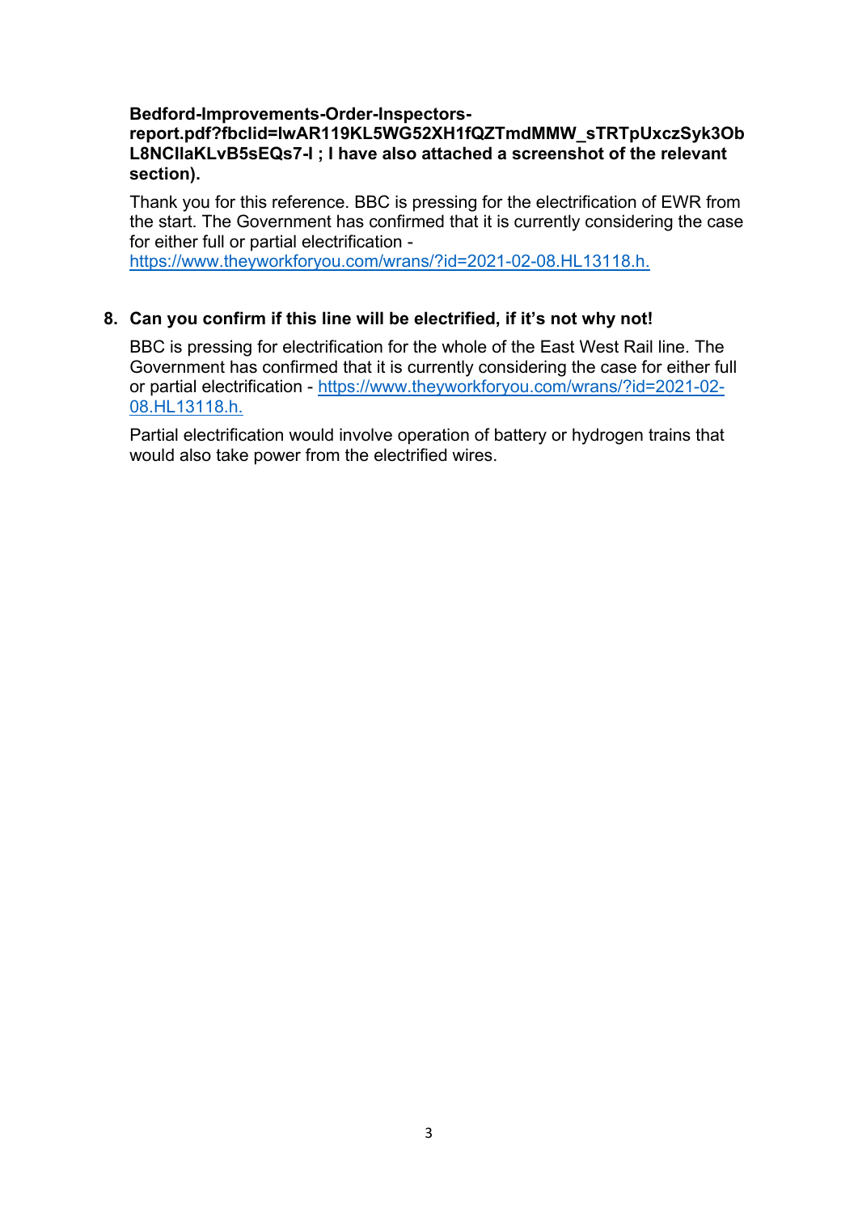**Bedford-Improvements-Order-Inspectors-report.pdf?fbclid=IwAR119KL5WG52XH1fQZTmdMMW_sTRTpUxczSyk3ObL8NCllaKLvB5sEQs7-I ; I have also attached a screenshot of the relevant section).**

Thank you for this reference. BBC is pressing for the electrification of EWR from the start. The Government has confirmed that it is currently considering the case for either full or partial electrification - https://www.theyworkforyou.com/wrans/?id=2021-02-08.HL13118.h.

8. **Can you confirm if this line will be electrified, if it's not why not!**

   BBC is pressing for electrification for the whole of the East West Rail line. The Government has confirmed that it is currently considering the case for either full or partial electrification - https://www.theyworkforyou.com/wrans/?id=2021-02-08.HL13118.h.

   Partial electrification would involve operation of battery or hydrogen trains that would also take power from the electrified wires.